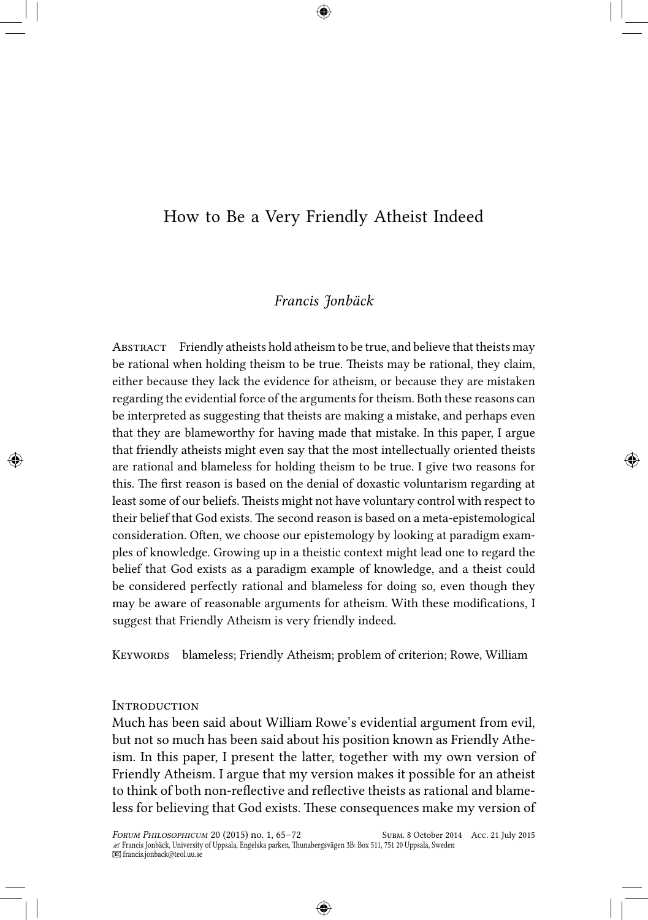# How to Be a Very Friendly Atheist Indeed

*Francis Jonbäck*

Abstract Friendly atheists hold atheism to be true, and believe that theists may be rational when holding theism to be true. Theists may be rational, they claim, either because they lack the evidence for atheism, or because they are mistaken regarding the evidential force of the arguments for theism. Both these reasons can be interpreted as suggesting that theists are making a mistake, and perhaps even that they are blameworthy for having made that mistake. In this paper, I argue that friendly atheists might even say that the most intellectually oriented theists are rational and blameless for holding theism to be true. I give two reasons for this. The first reason is based on the denial of doxastic voluntarism regarding at least some of our beliefs. Theists might not have voluntary control with respect to their belief that God exists. The second reason is based on a meta-epistemological consideration. Often, we choose our epistemology by looking at paradigm examples of knowledge. Growing up in a theistic context might lead one to regard the belief that God exists as a paradigm example of knowledge, and a theist could be considered perfectly rational and blameless for doing so, even though they may be aware of reasonable arguments for atheism. With these modifications, I suggest that Friendly Atheism is very friendly indeed.

Keywords blameless; Friendly Atheism; problem of criterion; Rowe, William

## Introduction

Much has been said about William Rowe's evidential argument from evil, but not so much has been said about his position known as Friendly Atheism. In this paper, I present the latter, together with my own version of Friendly Atheism. I argue that my version makes it possible for an atheist to think of both non-reflective and reflective theists as rational and blameless for believing that God exists. These consequences make my version of

Subm. 8 October 2014 Acc. 21 July 2015
Francis Jonbäck, University of Uppsala, Engelska parken, Thunabergsvägen 3B: Box 511, 751 20 Uppsala, Sweden
francis.jonback@teol.uu.se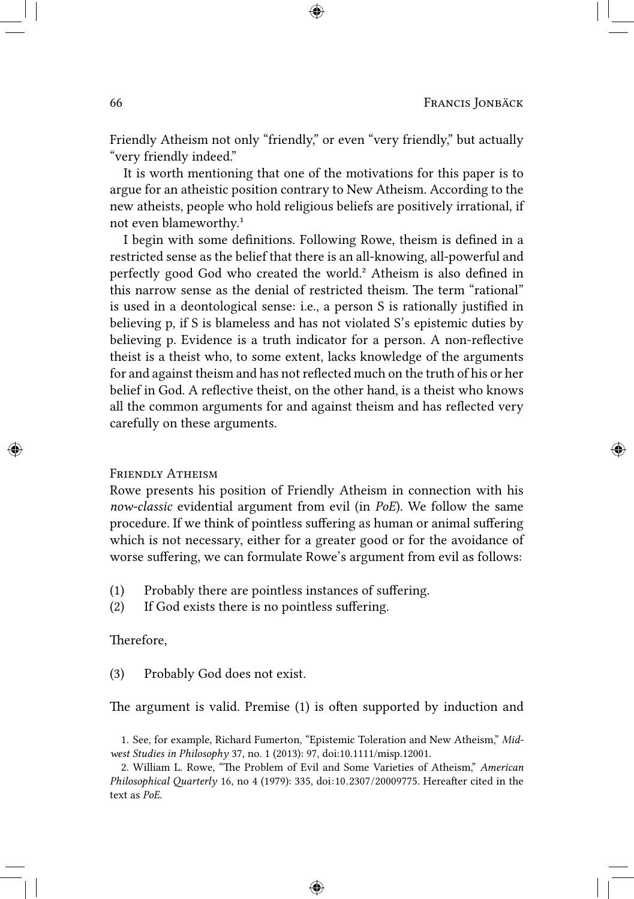Friendly Atheism not only "friendly," or even "very friendly," but actually "very friendly indeed."

It is worth mentioning that one of the motivations for this paper is to argue for an atheistic position contrary to New Atheism. According to the new atheists, people who hold religious beliefs are positively irrational, if not even blameworthy.[1]

I begin with some definitions. Following Rowe, theism is defined in a restricted sense as the belief that there is an all-knowing, all-powerful and perfectly good God who created the world.[2] Atheism is also defined in this narrow sense as the denial of restricted theism. The term "rational" is used in a deontological sense: i.e., a person S is rationally justified in believing p, if S is blameless and has not violated S's epistemic duties by believing p. Evidence is a truth indicator for a person. A non-reflective theist is a theist who, to some extent, lacks knowledge of the arguments for and against theism and has not reflected much on the truth of his or her belief in God. A reflective theist, on the other hand, is a theist who knows all the common arguments for and against theism and has reflected very carefully on these arguments.

## Friendly Atheism

Rowe presents his position of Friendly Atheism in connection with his *now-classic* evidential argument from evil (in *PoE*). We follow the same procedure. If we think of pointless suffering as human or animal suffering which is not necessary, either for a greater good or for the avoidance of worse suffering, we can formulate Rowe's argument from evil as follows:

(1) Probably there are pointless instances of suffering.
(2) If God exists there is no pointless suffering.

Therefore,

(3) Probably God does not exist.

The argument is valid. Premise (1) is often supported by induction and

1. See, for example, Richard Fumerton, "Epistemic Toleration and New Atheism," *Midwest Studies in Philosophy* 37, no. 1 (2013): 97, doi:10.1111/misp.12001.

2. William L. Rowe, "The Problem of Evil and Some Varieties of Atheism," *American Philosophical Quarterly* 16, no 4 (1979): 335, doi:10.2307/20009775. Hereafter cited in the text as *PoE*.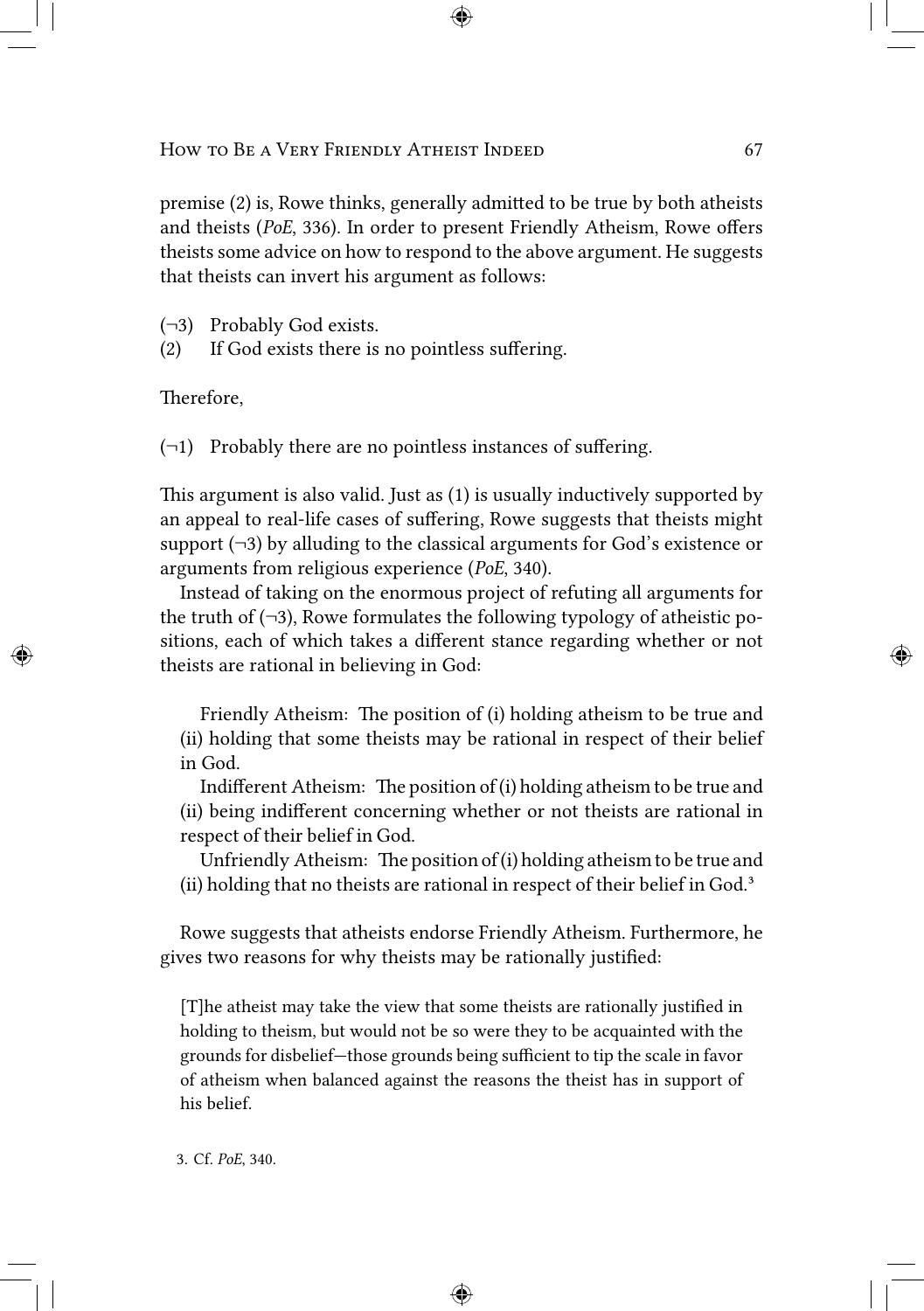premise (2) is, Rowe thinks, generally admitted to be true by both atheists and theists (*PoE*, 336). In order to present Friendly Atheism, Rowe offers theists some advice on how to respond to the above argument. He suggests that theists can invert his argument as follows:

(¬3) Probably God exists.
(2) If God exists there is no pointless suffering.

Therefore,

(¬1) Probably there are no pointless instances of suffering.

This argument is also valid. Just as (1) is usually inductively supported by an appeal to real-life cases of suffering, Rowe suggests that theists might support (¬3) by alluding to the classical arguments for God's existence or arguments from religious experience (*PoE*, 340).

Instead of taking on the enormous project of refuting all arguments for the truth of (¬3), Rowe formulates the following typology of atheistic positions, each of which takes a different stance regarding whether or not theists are rational in believing in God:

> Friendly Atheism: The position of (i) holding atheism to be true and (ii) holding that some theists may be rational in respect of their belief in God.
>
> Indifferent Atheism: The position of (i) holding atheism to be true and (ii) being indifferent concerning whether or not theists are rational in respect of their belief in God.
>
> Unfriendly Atheism: The position of (i) holding atheism to be true and (ii) holding that no theists are rational in respect of their belief in God.[3]

Rowe suggests that atheists endorse Friendly Atheism. Furthermore, he gives two reasons for why theists may be rationally justified:

> [T]he atheist may take the view that some theists are rationally justified in holding to theism, but would not be so were they to be acquainted with the grounds for disbelief—those grounds being sufficient to tip the scale in favor of atheism when balanced against the reasons the theist has in support of his belief.

3. Cf. *PoE*, 340.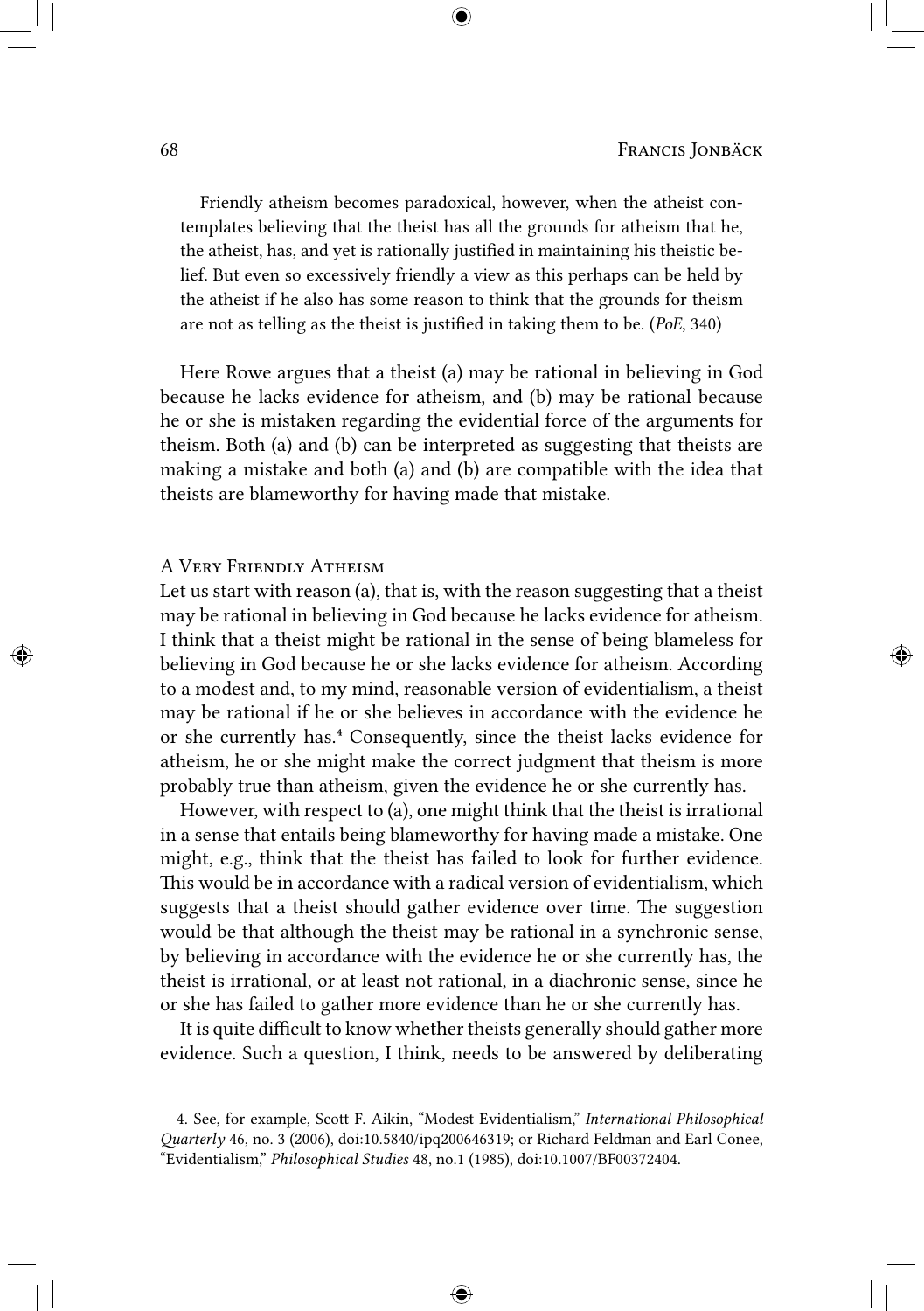> Friendly atheism becomes paradoxical, however, when the atheist contemplates believing that the theist has all the grounds for atheism that he, the atheist, has, and yet is rationally justified in maintaining his theistic belief. But even so excessively friendly a view as this perhaps can be held by the atheist if he also has some reason to think that the grounds for theism are not as telling as the theist is justified in taking them to be. (*PoE*, 340)

Here Rowe argues that a theist (a) may be rational in believing in God because he lacks evidence for atheism, and (b) may be rational because he or she is mistaken regarding the evidential force of the arguments for theism. Both (a) and (b) can be interpreted as suggesting that theists are making a mistake and both (a) and (b) are compatible with the idea that theists are blameworthy for having made that mistake.

## A Very Friendly Atheism

Let us start with reason (a), that is, with the reason suggesting that a theist may be rational in believing in God because he lacks evidence for atheism. I think that a theist might be rational in the sense of being blameless for believing in God because he or she lacks evidence for atheism. According to a modest and, to my mind, reasonable version of evidentialism, a theist may be rational if he or she believes in accordance with the evidence he or she currently has.[4] Consequently, since the theist lacks evidence for atheism, he or she might make the correct judgment that theism is more probably true than atheism, given the evidence he or she currently has.

However, with respect to (a), one might think that the theist is irrational in a sense that entails being blameworthy for having made a mistake. One might, e.g., think that the theist has failed to look for further evidence. This would be in accordance with a radical version of evidentialism, which suggests that a theist should gather evidence over time. The suggestion would be that although the theist may be rational in a synchronic sense, by believing in accordance with the evidence he or she currently has, the theist is irrational, or at least not rational, in a diachronic sense, since he or she has failed to gather more evidence than he or she currently has.

It is quite difficult to know whether theists generally should gather more evidence. Such a question, I think, needs to be answered by deliberating

4. See, for example, Scott F. Aikin, "Modest Evidentialism," *International Philosophical Quarterly* 46, no. 3 (2006), doi:10.5840/ipq200646319; or Richard Feldman and Earl Conee, "Evidentialism," *Philosophical Studies* 48, no.1 (1985), doi:10.1007/BF00372404.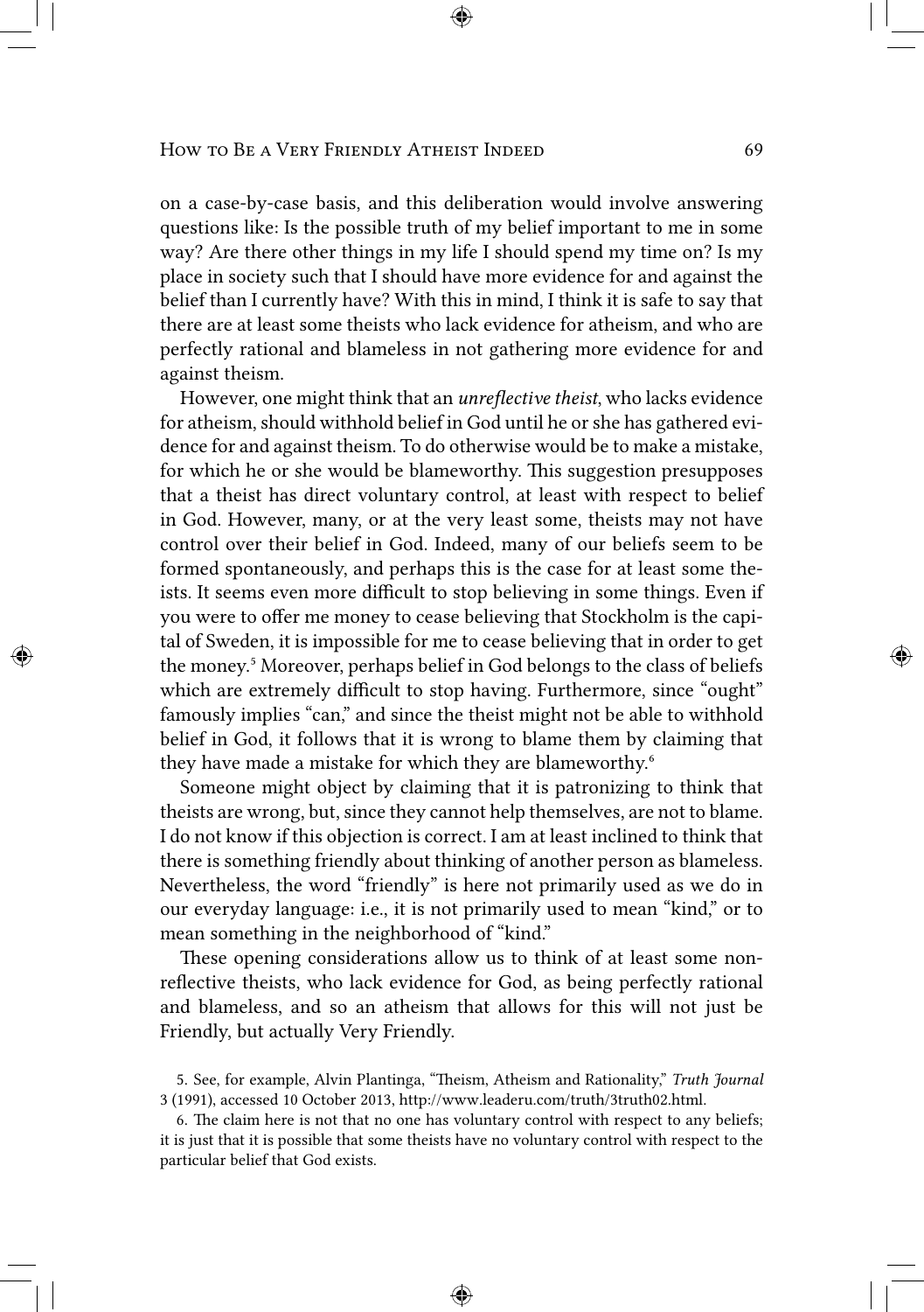on a case-by-case basis, and this deliberation would involve answering questions like: Is the possible truth of my belief important to me in some way? Are there other things in my life I should spend my time on? Is my place in society such that I should have more evidence for and against the belief than I currently have? With this in mind, I think it is safe to say that there are at least some theists who lack evidence for atheism, and who are perfectly rational and blameless in not gathering more evidence for and against theism.

However, one might think that an *unreflective theist*, who lacks evidence for atheism, should withhold belief in God until he or she has gathered evidence for and against theism. To do otherwise would be to make a mistake, for which he or she would be blameworthy. This suggestion presupposes that a theist has direct voluntary control, at least with respect to belief in God. However, many, or at the very least some, theists may not have control over their belief in God. Indeed, many of our beliefs seem to be formed spontaneously, and perhaps this is the case for at least some theists. It seems even more difficult to stop believing in some things. Even if you were to offer me money to cease believing that Stockholm is the capital of Sweden, it is impossible for me to cease believing that in order to get the money.[5] Moreover, perhaps belief in God belongs to the class of beliefs which are extremely difficult to stop having. Furthermore, since "ought" famously implies "can," and since the theist might not be able to withhold belief in God, it follows that it is wrong to blame them by claiming that they have made a mistake for which they are blameworthy.[6]

Someone might object by claiming that it is patronizing to think that theists are wrong, but, since they cannot help themselves, are not to blame. I do not know if this objection is correct. I am at least inclined to think that there is something friendly about thinking of another person as blameless. Nevertheless, the word "friendly" is here not primarily used as we do in our everyday language: i.e., it is not primarily used to mean "kind," or to mean something in the neighborhood of "kind."

These opening considerations allow us to think of at least some non-reflective theists, who lack evidence for God, as being perfectly rational and blameless, and so an atheism that allows for this will not just be Friendly, but actually Very Friendly.

5. See, for example, Alvin Plantinga, "Theism, Atheism and Rationality," *Truth Journal* 3 (1991), accessed 10 October 2013, http://www.leaderu.com/truth/3truth02.html.

6. The claim here is not that no one has voluntary control with respect to any beliefs; it is just that it is possible that some theists have no voluntary control with respect to the particular belief that God exists.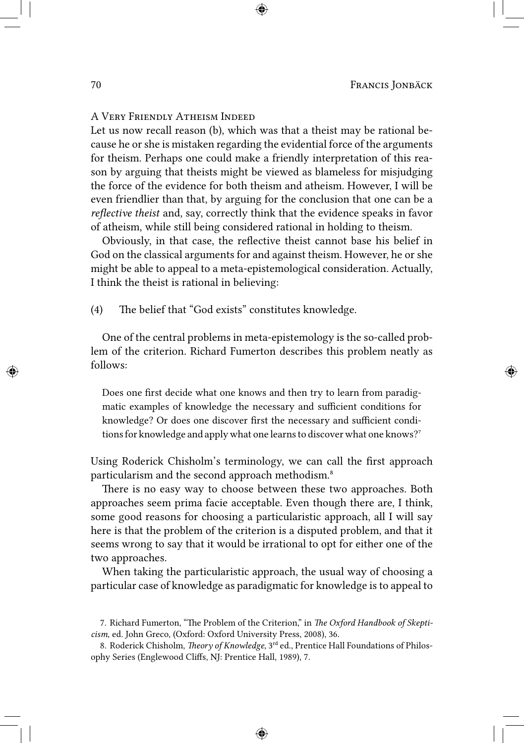## A Very Friendly Atheism Indeed

Let us now recall reason (b), which was that a theist may be rational because he or she is mistaken regarding the evidential force of the arguments for theism. Perhaps one could make a friendly interpretation of this reason by arguing that theists might be viewed as blameless for misjudging the force of the evidence for both theism and atheism. However, I will be even friendlier than that, by arguing for the conclusion that one can be a *reflective theist* and, say, correctly think that the evidence speaks in favor of atheism, while still being considered rational in holding to theism.

Obviously, in that case, the reflective theist cannot base his belief in God on the classical arguments for and against theism. However, he or she might be able to appeal to a meta-epistemological consideration. Actually, I think the theist is rational in believing:

(4) The belief that "God exists" constitutes knowledge.

One of the central problems in meta-epistemology is the so-called problem of the criterion. Richard Fumerton describes this problem neatly as follows:

> Does one first decide what one knows and then try to learn from paradigmatic examples of knowledge the necessary and sufficient conditions for knowledge? Or does one discover first the necessary and sufficient conditions for knowledge and apply what one learns to discover what one knows?[7]

Using Roderick Chisholm's terminology, we can call the first approach particularism and the second approach methodism.[8]

There is no easy way to choose between these two approaches. Both approaches seem prima facie acceptable. Even though there are, I think, some good reasons for choosing a particularistic approach, all I will say here is that the problem of the criterion is a disputed problem, and that it seems wrong to say that it would be irrational to opt for either one of the two approaches.

When taking the particularistic approach, the usual way of choosing a particular case of knowledge as paradigmatic for knowledge is to appeal to

7. Richard Fumerton, "The Problem of the Criterion," in *The Oxford Handbook of Skepticism*, ed. John Greco, (Oxford: Oxford University Press, 2008), 36.

8. Roderick Chisholm, *Theory of Knowledge*, 3rd ed., Prentice Hall Foundations of Philosophy Series (Englewood Cliffs, NJ: Prentice Hall, 1989), 7.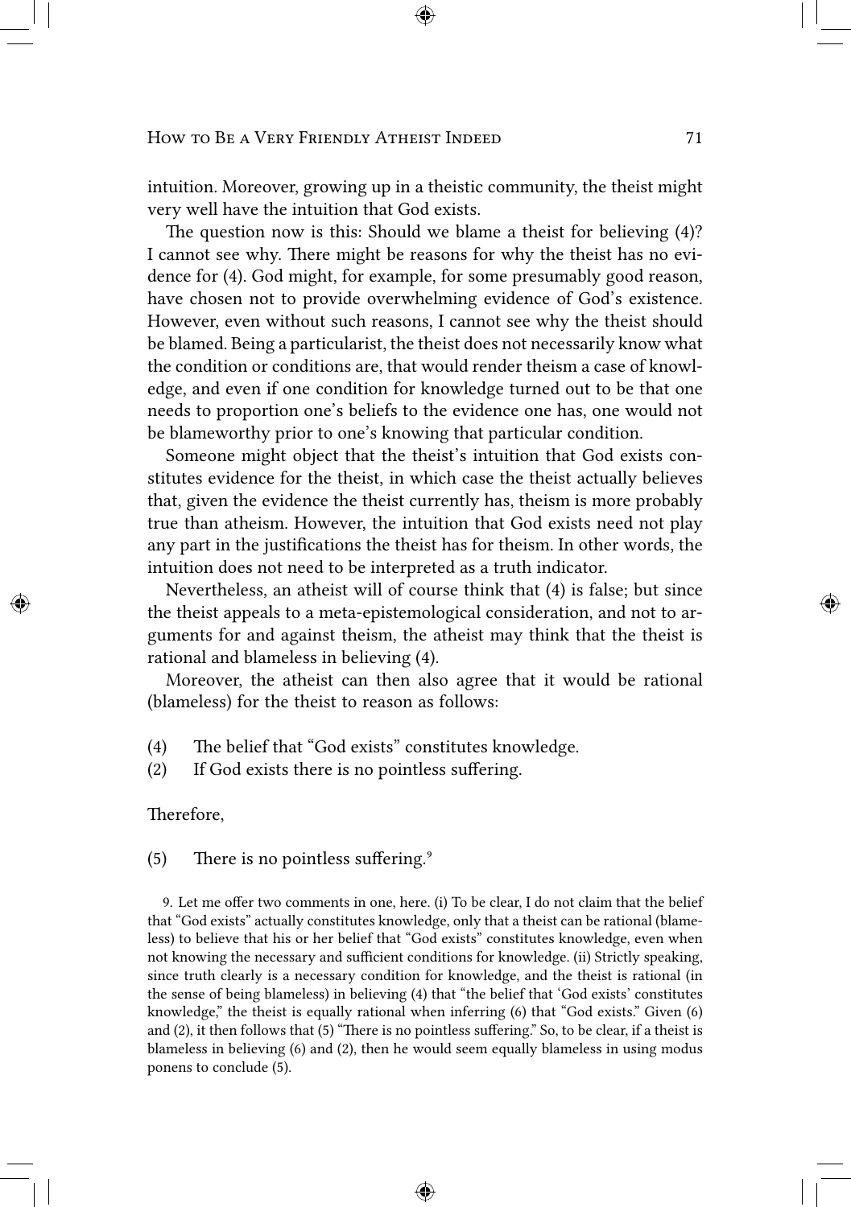intuition. Moreover, growing up in a theistic community, the theist might very well have the intuition that God exists.

The question now is this: Should we blame a theist for believing (4)? I cannot see why. There might be reasons for why the theist has no evidence for (4). God might, for example, for some presumably good reason, have chosen not to provide overwhelming evidence of God's existence. However, even without such reasons, I cannot see why the theist should be blamed. Being a particularist, the theist does not necessarily know what the condition or conditions are, that would render theism a case of knowledge, and even if one condition for knowledge turned out to be that one needs to proportion one's beliefs to the evidence one has, one would not be blameworthy prior to one's knowing that particular condition.

Someone might object that the theist's intuition that God exists constitutes evidence for the theist, in which case the theist actually believes that, given the evidence the theist currently has, theism is more probably true than atheism. However, the intuition that God exists need not play any part in the justifications the theist has for theism. In other words, the intuition does not need to be interpreted as a truth indicator.

Nevertheless, an atheist will of course think that (4) is false; but since the theist appeals to a meta-epistemological consideration, and not to arguments for and against theism, the atheist may think that the theist is rational and blameless in believing (4).

Moreover, the atheist can then also agree that it would be rational (blameless) for the theist to reason as follows:

(4) The belief that "God exists" constitutes knowledge.
(2) If God exists there is no pointless suffering.

Therefore,

(5) There is no pointless suffering.[9]

9. Let me offer two comments in one, here. (i) To be clear, I do not claim that the belief that "God exists" actually constitutes knowledge, only that a theist can be rational (blameless) to believe that his or her belief that "God exists" constitutes knowledge, even when not knowing the necessary and sufficient conditions for knowledge. (ii) Strictly speaking, since truth clearly is a necessary condition for knowledge, and the theist is rational (in the sense of being blameless) in believing (4) that "the belief that 'God exists' constitutes knowledge," the theist is equally rational when inferring (6) that "God exists." Given (6) and (2), it then follows that (5) "There is no pointless suffering." So, to be clear, if a theist is blameless in believing (6) and (2), then he would seem equally blameless in using modus ponens to conclude (5).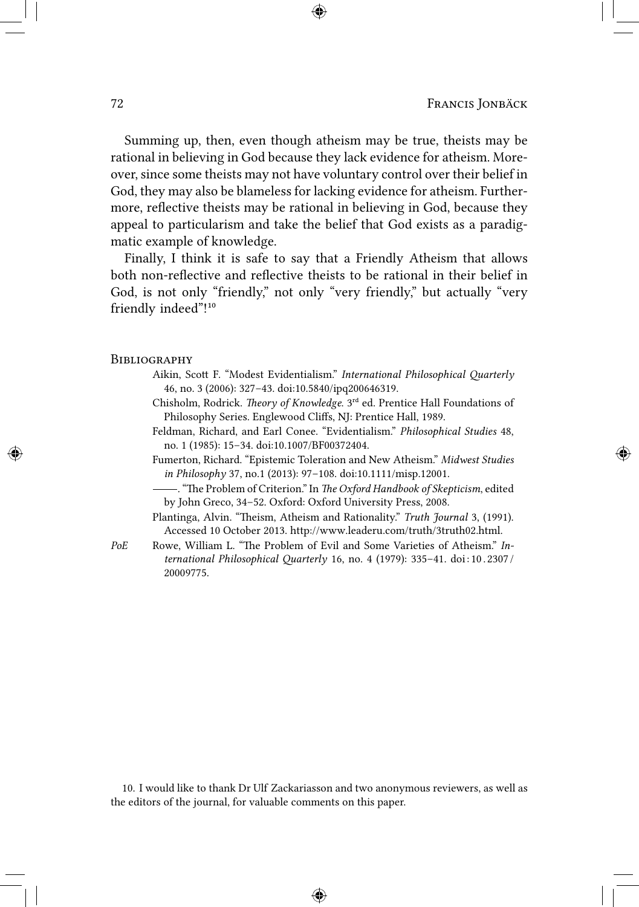Summing up, then, even though atheism may be true, theists may be rational in believing in God because they lack evidence for atheism. Moreover, since some theists may not have voluntary control over their belief in God, they may also be blameless for lacking evidence for atheism. Furthermore, reflective theists may be rational in believing in God, because they appeal to particularism and take the belief that God exists as a paradigmatic example of knowledge.

Finally, I think it is safe to say that a Friendly Atheism that allows both non-reflective and reflective theists to be rational in their belief in God, is not only "friendly," not only "very friendly," but actually "very friendly indeed"![10]

## Bibliography

Aikin, Scott F. "Modest Evidentialism." *International Philosophical Quarterly* 46, no. 3 (2006): 327–43. doi:10.5840/ipq200646319.

Chisholm, Rodrick. *Theory of Knowledge.* 3rd ed. Prentice Hall Foundations of Philosophy Series. Englewood Cliffs, NJ: Prentice Hall, 1989.

Feldman, Richard, and Earl Conee. "Evidentialism." *Philosophical Studies* 48, no. 1 (1985): 15–34. doi:10.1007/BF00372404.

Fumerton, Richard. "Epistemic Toleration and New Atheism." *Midwest Studies in Philosophy* 37, no.1 (2013): 97–108. doi:10.1111/misp.12001.

———. "The Problem of Criterion." In *The Oxford Handbook of Skepticism*, edited by John Greco, 34–52. Oxford: Oxford University Press, 2008.

Plantinga, Alvin. "Theism, Atheism and Rationality." *Truth Journal* 3, (1991). Accessed 10 October 2013. http://www.leaderu.com/truth/3truth02.html.

*PoE* Rowe, William L. "The Problem of Evil and Some Varieties of Atheism." *International Philosophical Quarterly* 16, no. 4 (1979): 335–41. doi:10.2307/20009775.

10. I would like to thank Dr Ulf Zackariasson and two anonymous reviewers, as well as the editors of the journal, for valuable comments on this paper.